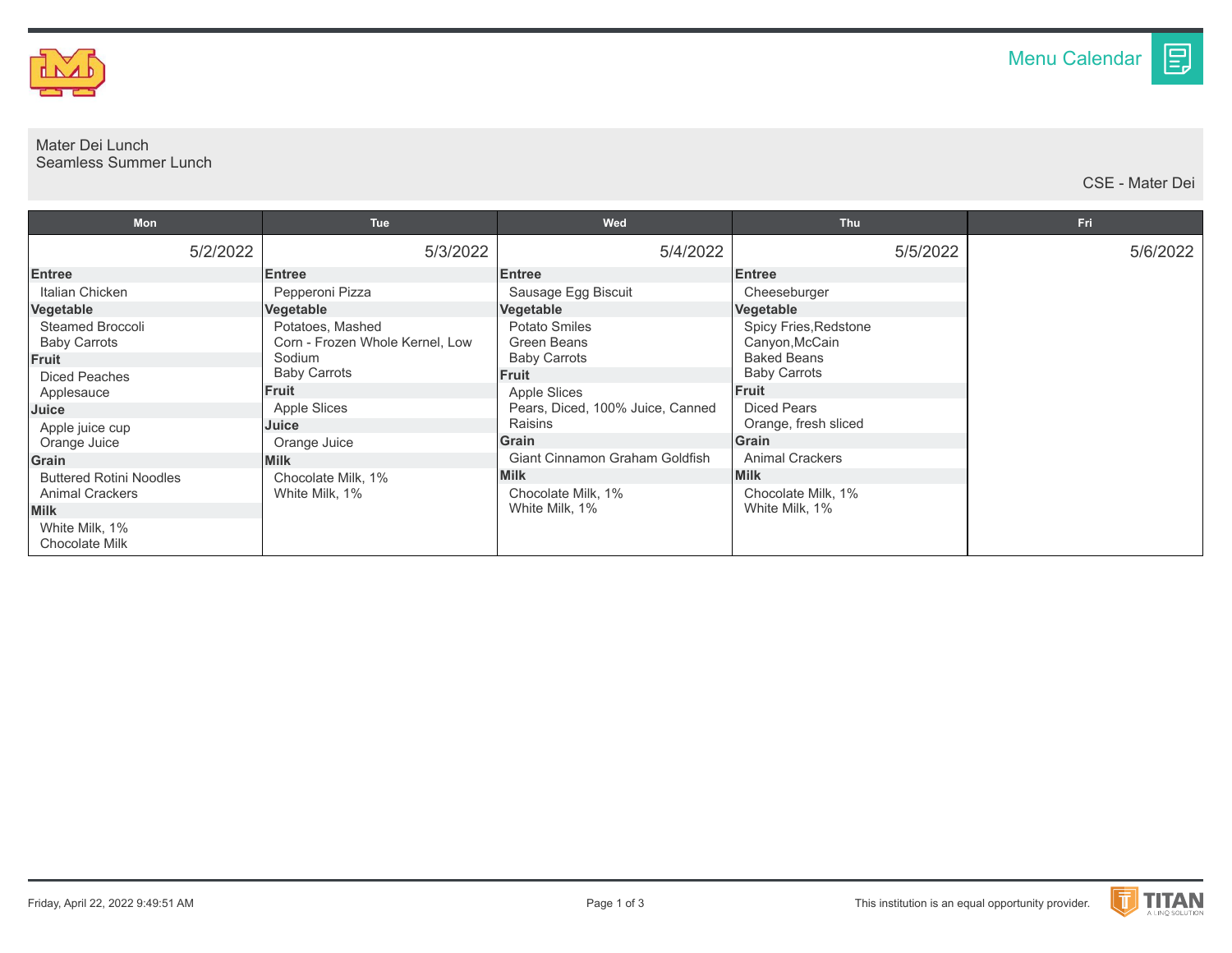Menu Calendar

Mater Dei Lunch
Seamless Summer Lunch

CSE - Mater Dei

| Mon | Tue | Wed | Thu | Fri |
|---|---|---|---|---|
| 5/2/2022 | 5/3/2022 | 5/4/2022 | 5/5/2022 | 5/6/2022 |
| **Entree**<br>Italian Chicken<br>**Vegetable**<br>Steamed Broccoli<br>Baby Carrots<br>**Fruit**<br>Diced Peaches<br>Applesauce<br>**Juice**<br>Apple juice cup<br>Orange Juice<br>**Grain**<br>Buttered Rotini Noodles<br>Animal Crackers<br>**Milk**<br>White Milk, 1%<br>Chocolate Milk | **Entree**<br>Pepperoni Pizza<br>**Vegetable**<br>Potatoes, Mashed<br>Corn - Frozen Whole Kernel, Low Sodium<br>Baby Carrots<br>**Fruit**<br>Apple Slices<br>**Juice**<br>Orange Juice<br>**Milk**<br>Chocolate Milk, 1%<br>White Milk, 1% | **Entree**<br>Sausage Egg Biscuit<br>**Vegetable**<br>Potato Smiles<br>Green Beans<br>Baby Carrots<br>**Fruit**<br>Apple Slices<br>Pears, Diced, 100% Juice, Canned<br>Raisins<br>**Grain**<br>Giant Cinnamon Graham Goldfish<br>**Milk**<br>Chocolate Milk, 1%<br>White Milk, 1% | **Entree**<br>Cheeseburger<br>**Vegetable**<br>Spicy Fries,Redstone Canyon,McCain<br>Baked Beans<br>Baby Carrots<br>**Fruit**<br>Diced Pears<br>Orange, fresh sliced<br>**Grain**<br>Animal Crackers<br>**Milk**<br>Chocolate Milk, 1%<br>White Milk, 1% | |

Friday, April 22, 2022 9:49:51 AM

This institution is an equal opportunity provider.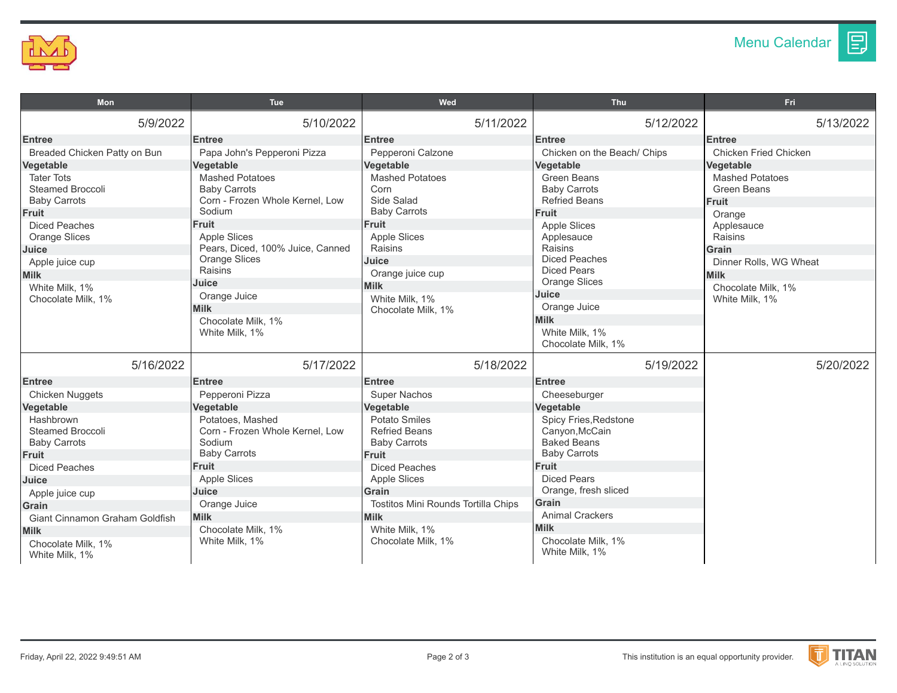Menu Calendar

| Mon | Tue | Wed | Thu | Fri |
| --- | --- | --- | --- | --- |
| 5/9/2022 | 5/10/2022 | 5/11/2022 | 5/12/2022 | 5/13/2022 |
| **Entree**<br>Breaded Chicken Patty on Bun<br>**Vegetable**<br>Tater Tots<br>Steamed Broccoli<br>Baby Carrots<br>**Fruit**<br>Diced Peaches<br>Orange Slices<br>**Juice**<br>Apple juice cup<br>**Milk**<br>White Milk, 1%<br>Chocolate Milk, 1% | **Entree**<br>Papa John's Pepperoni Pizza<br>**Vegetable**<br>Mashed Potatoes<br>Baby Carrots<br>Corn - Frozen Whole Kernel, Low Sodium<br>**Fruit**<br>Apple Slices<br>Pears, Diced, 100% Juice, Canned<br>Orange Slices<br>Raisins<br>**Juice**<br>Orange Juice<br>**Milk**<br>Chocolate Milk, 1%<br>White Milk, 1% | **Entree**<br>Pepperoni Calzone<br>**Vegetable**<br>Mashed Potatoes<br>Corn<br>Side Salad<br>Baby Carrots<br>**Fruit**<br>Apple Slices<br>Raisins<br>**Juice**<br>Orange juice cup<br>**Milk**<br>White Milk, 1%<br>Chocolate Milk, 1% | **Entree**<br>Chicken on the Beach/ Chips<br>**Vegetable**<br>Green Beans<br>Baby Carrots<br>Refried Beans<br>**Fruit**<br>Apple Slices<br>Applesauce<br>Raisins<br>Diced Peaches<br>Diced Pears<br>Orange Slices<br>**Juice**<br>Orange Juice<br>**Milk**<br>White Milk, 1%<br>Chocolate Milk, 1% | **Entree**<br>Chicken Fried Chicken<br>**Vegetable**<br>Mashed Potatoes<br>Green Beans<br>**Fruit**<br>Orange<br>Applesauce<br>Raisins<br>**Grain**<br>Dinner Rolls, WG Wheat<br>**Milk**<br>Chocolate Milk, 1%<br>White Milk, 1% |
| 5/16/2022 | 5/17/2022 | 5/18/2022 | 5/19/2022 | 5/20/2022 |
| **Entree**<br>Chicken Nuggets<br>**Vegetable**<br>Hashbrown<br>Steamed Broccoli<br>Baby Carrots<br>**Fruit**<br>Diced Peaches<br>**Juice**<br>Apple juice cup<br>**Grain**<br>Giant Cinnamon Graham Goldfish<br>**Milk**<br>Chocolate Milk, 1%<br>White Milk, 1% | **Entree**<br>Pepperoni Pizza<br>**Vegetable**<br>Potatoes, Mashed<br>Corn - Frozen Whole Kernel, Low Sodium<br>Baby Carrots<br>**Fruit**<br>Apple Slices<br>**Juice**<br>Orange Juice<br>**Milk**<br>Chocolate Milk, 1%<br>White Milk, 1% | **Entree**<br>Super Nachos<br>**Vegetable**<br>Potato Smiles<br>Refried Beans<br>Baby Carrots<br>**Fruit**<br>Diced Peaches<br>Apple Slices<br>**Grain**<br>Tostitos Mini Rounds Tortilla Chips<br>**Milk**<br>White Milk, 1%<br>Chocolate Milk, 1% | **Entree**<br>Cheeseburger<br>**Vegetable**<br>Spicy Fries,Redstone Canyon,McCain<br>Baked Beans<br>Baby Carrots<br>**Fruit**<br>Diced Pears<br>Orange, fresh sliced<br>**Grain**<br>Animal Crackers<br>**Milk**<br>Chocolate Milk, 1%<br>White Milk, 1% | |

Friday, April 22, 2022 9:49:51 AM

This institution is an equal opportunity provider.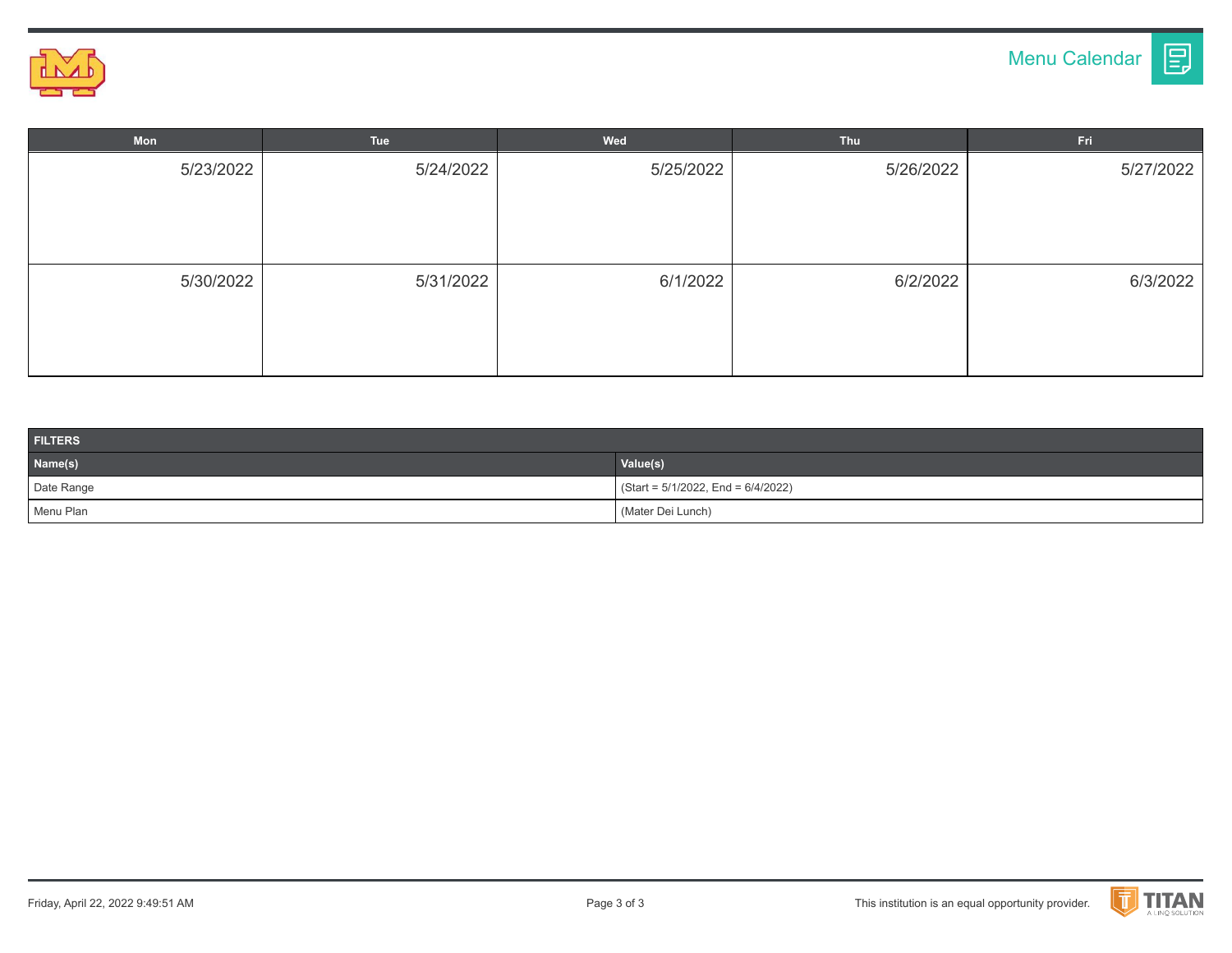Menu Calendar

| Mon | Tue | Wed | Thu | Fri |
| --- | --- | --- | --- | --- |
| 5/23/2022 | 5/24/2022 | 5/25/2022 | 5/26/2022 | 5/27/2022 |
| 5/30/2022 | 5/31/2022 | 6/1/2022 | 6/2/2022 | 6/3/2022 |

| FILTERS | |
| --- | --- |
| **Name(s)** | **Value(s)** |
| Date Range | (Start = 5/1/2022, End = 6/4/2022) |
| Menu Plan | (Mater Dei Lunch) |

Friday, April 22, 2022 9:49:51 AM

This institution is an equal opportunity provider.